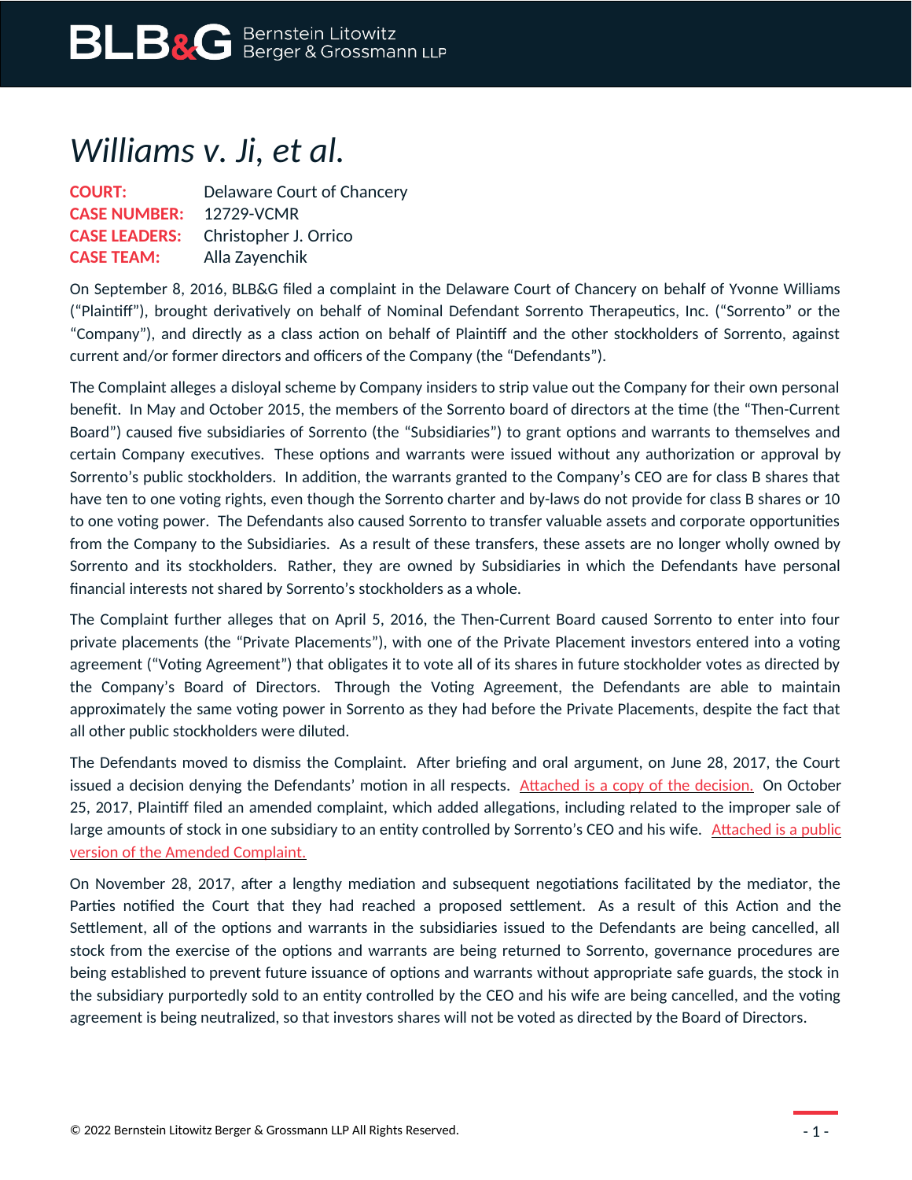# *Williams v. Ji, et al.*

**COURT:** Delaware Court of Chancery
**CASE NUMBER:** 12729-VCMR
**CASE LEADERS:** Christopher J. Orrico
**CASE TEAM:** Alla Zayenchik

On September 8, 2016, BLB&G filed a complaint in the Delaware Court of Chancery on behalf of Yvonne Williams ("Plaintiff"), brought derivatively on behalf of Nominal Defendant Sorrento Therapeutics, Inc. ("Sorrento" or the "Company"), and directly as a class action on behalf of Plaintiff and the other stockholders of Sorrento, against current and/or former directors and officers of the Company (the "Defendants").

The Complaint alleges a disloyal scheme by Company insiders to strip value out the Company for their own personal benefit. In May and October 2015, the members of the Sorrento board of directors at the time (the "Then-Current Board") caused five subsidiaries of Sorrento (the "Subsidiaries") to grant options and warrants to themselves and certain Company executives. These options and warrants were issued without any authorization or approval by Sorrento's public stockholders. In addition, the warrants granted to the Company's CEO are for class B shares that have ten to one voting rights, even though the Sorrento charter and by-laws do not provide for class B shares or 10 to one voting power. The Defendants also caused Sorrento to transfer valuable assets and corporate opportunities from the Company to the Subsidiaries. As a result of these transfers, these assets are no longer wholly owned by Sorrento and its stockholders. Rather, they are owned by Subsidiaries in which the Defendants have personal financial interests not shared by Sorrento's stockholders as a whole.

The Complaint further alleges that on April 5, 2016, the Then-Current Board caused Sorrento to enter into four private placements (the "Private Placements"), with one of the Private Placement investors entered into a voting agreement ("Voting Agreement") that obligates it to vote all of its shares in future stockholder votes as directed by the Company's Board of Directors. Through the Voting Agreement, the Defendants are able to maintain approximately the same voting power in Sorrento as they had before the Private Placements, despite the fact that all other public stockholders were diluted.

The Defendants moved to dismiss the Complaint. After briefing and oral argument, on June 28, 2017, the Court issued a decision denying the Defendants' motion in all respects. Attached is a copy of the decision. On October 25, 2017, Plaintiff filed an amended complaint, which added allegations, including related to the improper sale of large amounts of stock in one subsidiary to an entity controlled by Sorrento's CEO and his wife. Attached is a public version of the Amended Complaint.

On November 28, 2017, after a lengthy mediation and subsequent negotiations facilitated by the mediator, the Parties notified the Court that they had reached a proposed settlement. As a result of this Action and the Settlement, all of the options and warrants in the subsidiaries issued to the Defendants are being cancelled, all stock from the exercise of the options and warrants are being returned to Sorrento, governance procedures are being established to prevent future issuance of options and warrants without appropriate safe guards, the stock in the subsidiary purportedly sold to an entity controlled by the CEO and his wife are being cancelled, and the voting agreement is being neutralized, so that investors shares will not be voted as directed by the Board of Directors.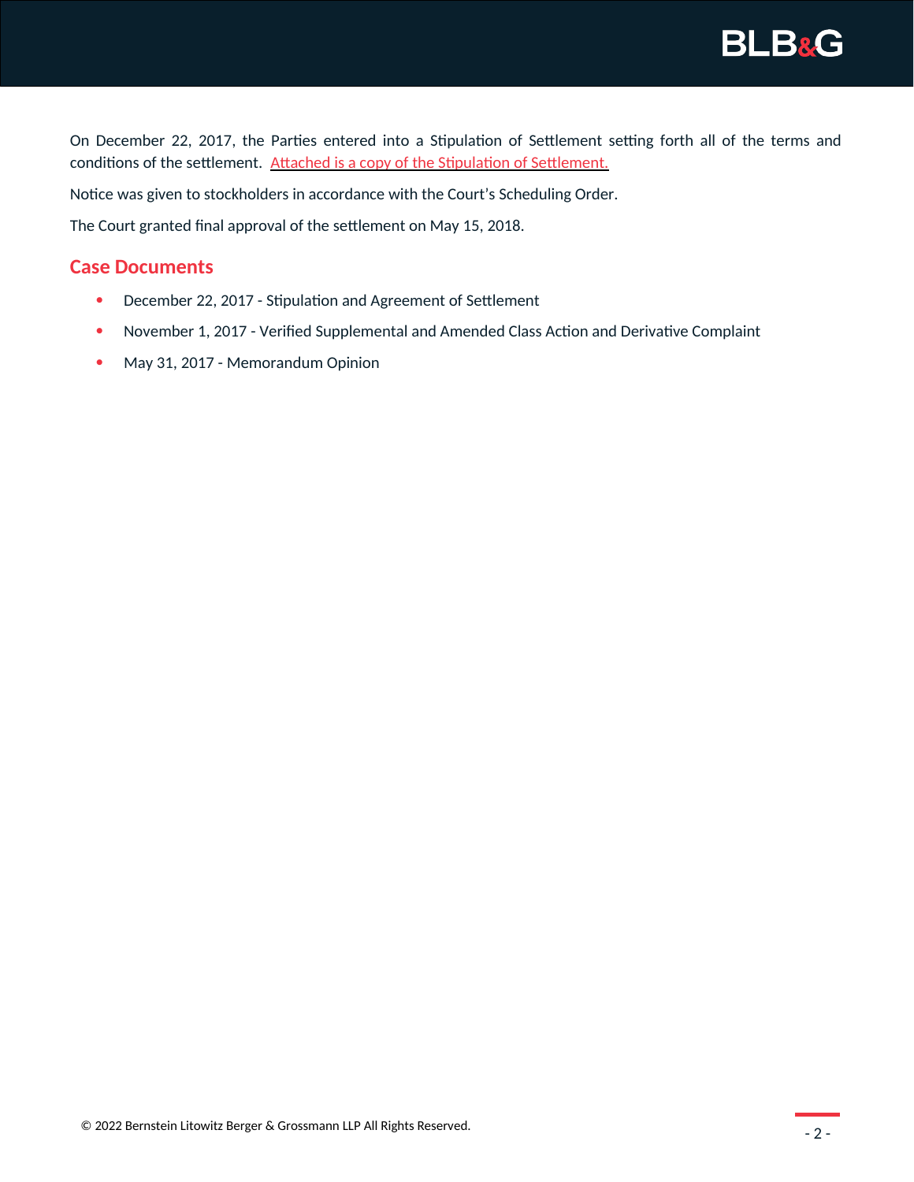On December 22, 2017, the Parties entered into a Stipulation of Settlement setting forth all of the terms and conditions of the settlement. Attached is a copy of the Stipulation of Settlement.

Notice was given to stockholders in accordance with the Court's Scheduling Order.

The Court granted final approval of the settlement on May 15, 2018.

## Case Documents

- December 22, 2017 - Stipulation and Agreement of Settlement
- November 1, 2017 - Verified Supplemental and Amended Class Action and Derivative Complaint
- May 31, 2017 - Memorandum Opinion